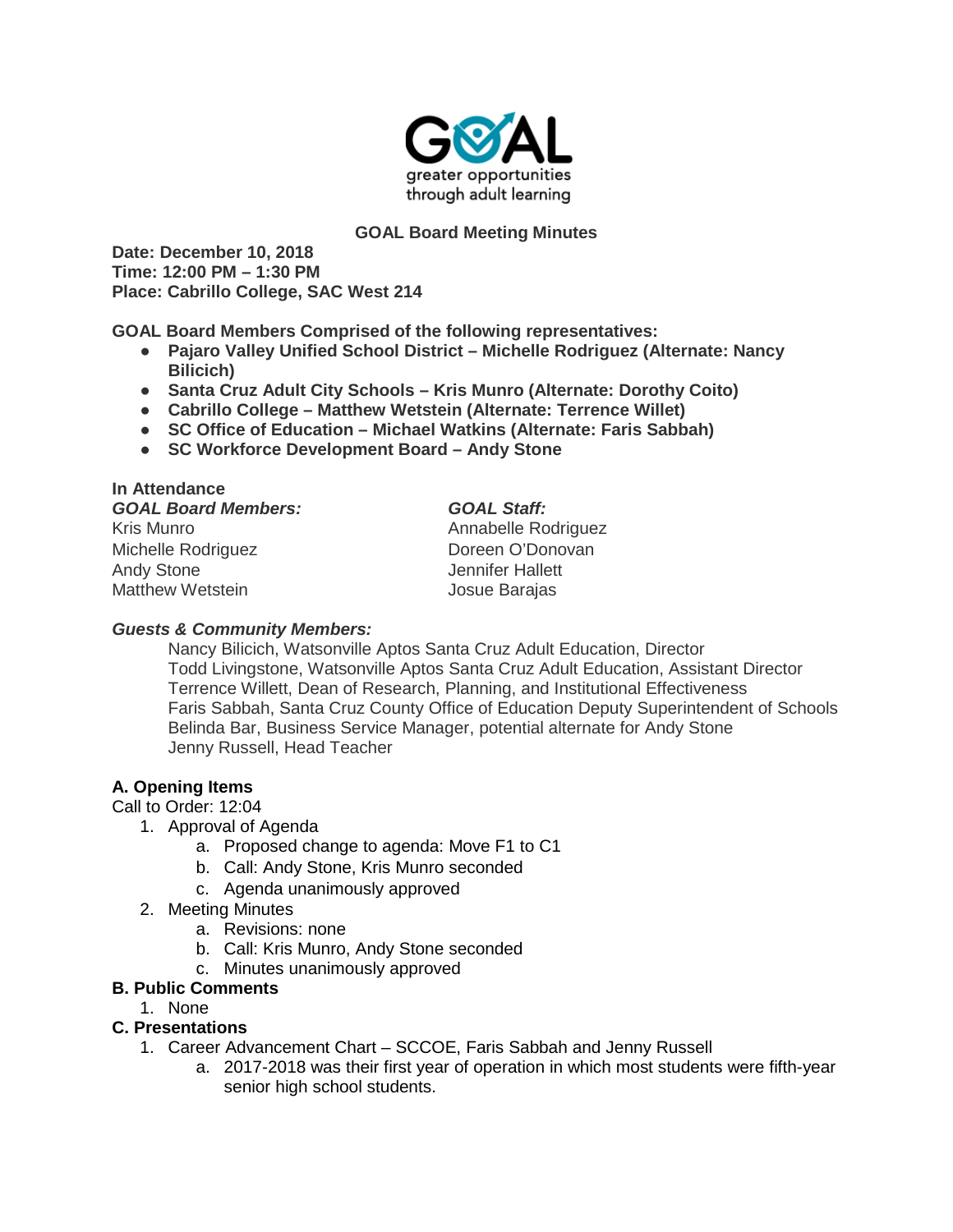GOAL
greater opportunities through adult learning

# GOAL Board Meeting Minutes

**Date: December 10, 2018**
**Time: 12:00 PM – 1:30 PM**
**Place: Cabrillo College, SAC West 214**

**GOAL Board Members Comprised of the following representatives:**

- **Pajaro Valley Unified School District – Michelle Rodriguez (Alternate: Nancy Bilicich)**
- **Santa Cruz Adult City Schools – Kris Munro (Alternate: Dorothy Coito)**
- **Cabrillo College – Matthew Wetstein (Alternate: Terrence Willet)**
- **SC Office of Education – Michael Watkins (Alternate: Faris Sabbah)**
- **SC Workforce Development Board – Andy Stone**

**In Attendance**

***GOAL Board Members:***
Kris Munro
Michelle Rodriguez
Andy Stone
Matthew Wetstein

***GOAL Staff:***
Annabelle Rodriguez
Doreen O'Donovan
Jennifer Hallett
Josue Barajas

***Guests & Community Members:***

Nancy Bilicich, Watsonville Aptos Santa Cruz Adult Education, Director
Todd Livingstone, Watsonville Aptos Santa Cruz Adult Education, Assistant Director
Terrence Willett, Dean of Research, Planning, and Institutional Effectiveness
Faris Sabbah, Santa Cruz County Office of Education Deputy Superintendent of Schools
Belinda Bar, Business Service Manager, potential alternate for Andy Stone
Jenny Russell, Head Teacher

## A. Opening Items

Call to Order: 12:04

1. Approval of Agenda
   a. Proposed change to agenda: Move F1 to C1
   b. Call: Andy Stone, Kris Munro seconded
   c. Agenda unanimously approved
2. Meeting Minutes
   a. Revisions: none
   b. Call: Kris Munro, Andy Stone seconded
   c. Minutes unanimously approved

## B. Public Comments

1. None

## C. Presentations

1. Career Advancement Chart – SCCOE, Faris Sabbah and Jenny Russell
   a. 2017-2018 was their first year of operation in which most students were fifth-year senior high school students.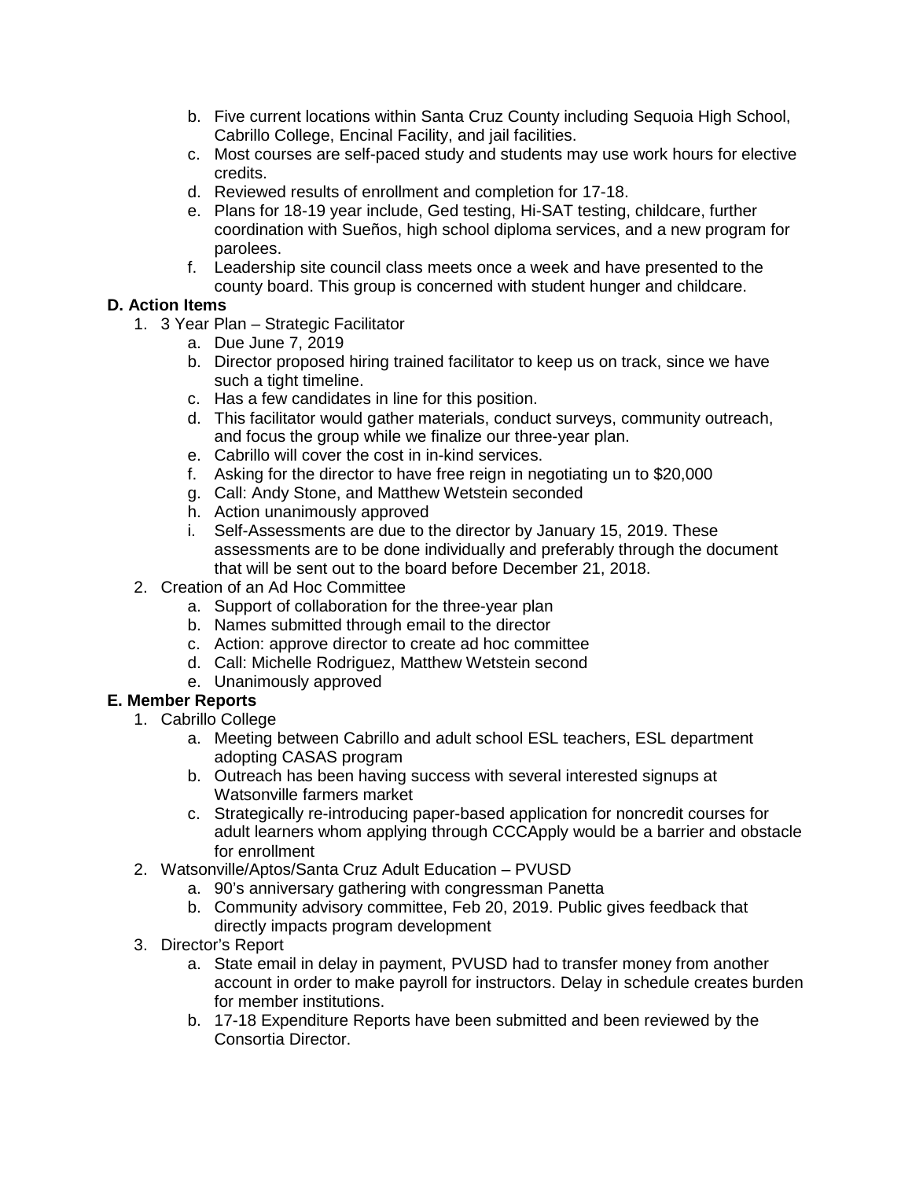b. Five current locations within Santa Cruz County including Sequoia High School, Cabrillo College, Encinal Facility, and jail facilities.
   c. Most courses are self-paced study and students may use work hours for elective credits.
   d. Reviewed results of enrollment and completion for 17-18.
   e. Plans for 18-19 year include, Ged testing, Hi-SAT testing, childcare, further coordination with Sueños, high school diploma services, and a new program for parolees.
   f. Leadership site council class meets once a week and have presented to the county board. This group is concerned with student hunger and childcare.

**D. Action Items**

1. 3 Year Plan – Strategic Facilitator
   a. Due June 7, 2019
   b. Director proposed hiring trained facilitator to keep us on track, since we have such a tight timeline.
   c. Has a few candidates in line for this position.
   d. This facilitator would gather materials, conduct surveys, community outreach, and focus the group while we finalize our three-year plan.
   e. Cabrillo will cover the cost in in-kind services.
   f. Asking for the director to have free reign in negotiating un to $20,000
   g. Call: Andy Stone, and Matthew Wetstein seconded
   h. Action unanimously approved
   i. Self-Assessments are due to the director by January 15, 2019. These assessments are to be done individually and preferably through the document that will be sent out to the board before December 21, 2018.
2. Creation of an Ad Hoc Committee
   a. Support of collaboration for the three-year plan
   b. Names submitted through email to the director
   c. Action: approve director to create ad hoc committee
   d. Call: Michelle Rodriguez, Matthew Wetstein second
   e. Unanimously approved

**E. Member Reports**

1. Cabrillo College
   a. Meeting between Cabrillo and adult school ESL teachers, ESL department adopting CASAS program
   b. Outreach has been having success with several interested signups at Watsonville farmers market
   c. Strategically re-introducing paper-based application for noncredit courses for adult learners whom applying through CCCApply would be a barrier and obstacle for enrollment
2. Watsonville/Aptos/Santa Cruz Adult Education – PVUSD
   a. 90's anniversary gathering with congressman Panetta
   b. Community advisory committee, Feb 20, 2019. Public gives feedback that directly impacts program development
3. Director's Report
   a. State email in delay in payment, PVUSD had to transfer money from another account in order to make payroll for instructors. Delay in schedule creates burden for member institutions.
   b. 17-18 Expenditure Reports have been submitted and been reviewed by the Consortia Director.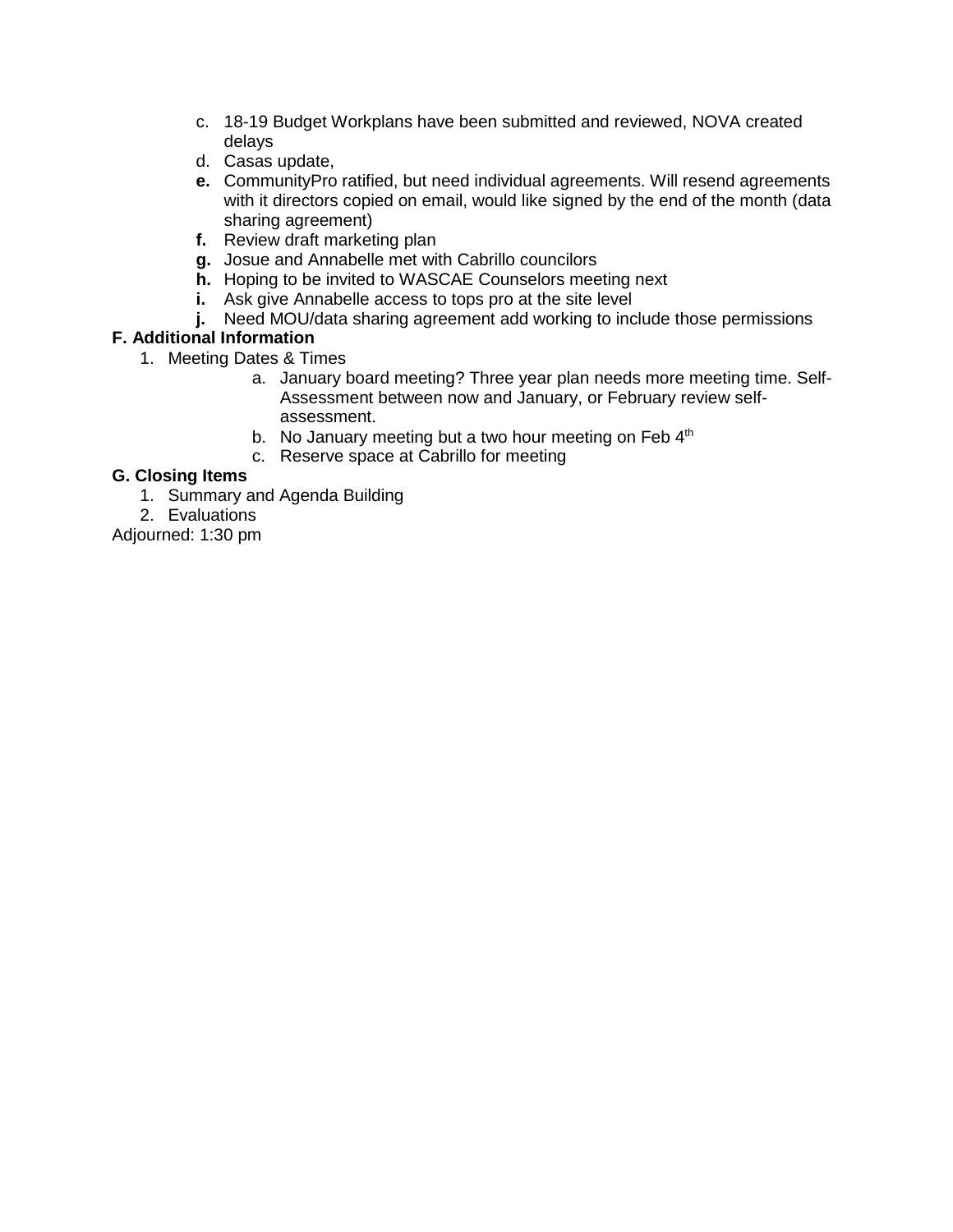c. 18-19 Budget Workplans have been submitted and reviewed, NOVA created delays
d. Casas update,
**e.** CommunityPro ratified, but need individual agreements. Will resend agreements with it directors copied on email, would like signed by the end of the month (data sharing agreement)
**f.** Review draft marketing plan
**g.** Josue and Annabelle met with Cabrillo councilors
**h.** Hoping to be invited to WASCAE Counselors meeting next
**i.** Ask give Annabelle access to tops pro at the site level
**j.** Need MOU/data sharing agreement add working to include those permissions

**F. Additional Information**

1. Meeting Dates & Times
    a. January board meeting? Three year plan needs more meeting time. Self-Assessment between now and January, or February review self-assessment.
    b. No January meeting but a two hour meeting on Feb 4th
    c. Reserve space at Cabrillo for meeting

**G. Closing Items**

1. Summary and Agenda Building
2. Evaluations

Adjourned: 1:30 pm